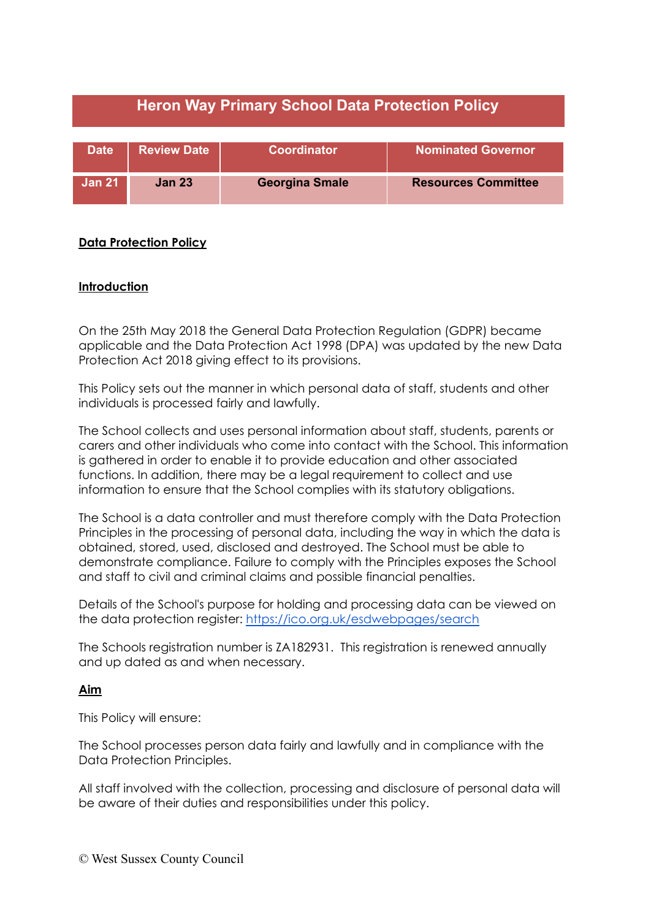# Heron Way Primary School Data Protection Policy

| Date | Review Date | Coordinator | Nominated Governor |
|---|---|---|---|
| Jan 21 | Jan 23 | Georgina Smale | Resources Committee |

**Data Protection Policy**

**Introduction**

On the 25th May 2018 the General Data Protection Regulation (GDPR) became applicable and the Data Protection Act 1998 (DPA) was updated by the new Data Protection Act 2018 giving effect to its provisions.

This Policy sets out the manner in which personal data of staff, students and other individuals is processed fairly and lawfully.

The School collects and uses personal information about staff, students, parents or carers and other individuals who come into contact with the School. This information is gathered in order to enable it to provide education and other associated functions. In addition, there may be a legal requirement to collect and use information to ensure that the School complies with its statutory obligations.

The School is a data controller and must therefore comply with the Data Protection Principles in the processing of personal data, including the way in which the data is obtained, stored, used, disclosed and destroyed. The School must be able to demonstrate compliance. Failure to comply with the Principles exposes the School and staff to civil and criminal claims and possible financial penalties.

Details of the School's purpose for holding and processing data can be viewed on the data protection register: https://ico.org.uk/esdwebpages/search

The Schools registration number is ZA182931. This registration is renewed annually and up dated as and when necessary.

**Aim**

This Policy will ensure:

The School processes person data fairly and lawfully and in compliance with the Data Protection Principles.

All staff involved with the collection, processing and disclosure of personal data will be aware of their duties and responsibilities under this policy.

© West Sussex County Council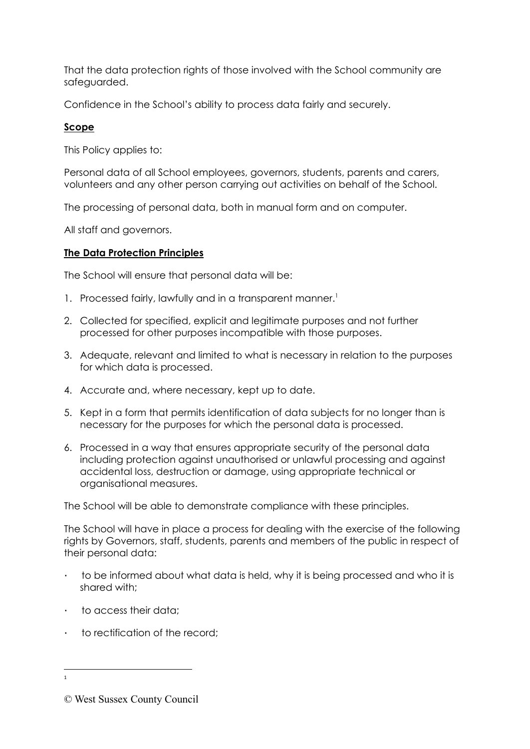That the data protection rights of those involved with the School community are safeguarded.

Confidence in the School's ability to process data fairly and securely.

## Scope

This Policy applies to:

Personal data of all School employees, governors, students, parents and carers, volunteers and any other person carrying out activities on behalf of the School.

The processing of personal data, both in manual form and on computer.

All staff and governors.

## The Data Protection Principles

The School will ensure that personal data will be:

1. Processed fairly, lawfully and in a transparent manner.[1]
2. Collected for specified, explicit and legitimate purposes and not further processed for other purposes incompatible with those purposes.
3. Adequate, relevant and limited to what is necessary in relation to the purposes for which data is processed.
4. Accurate and, where necessary, kept up to date.
5. Kept in a form that permits identification of data subjects for no longer than is necessary for the purposes for which the personal data is processed.
6. Processed in a way that ensures appropriate security of the personal data including protection against unauthorised or unlawful processing and against accidental loss, destruction or damage, using appropriate technical or organisational measures.

The School will be able to demonstrate compliance with these principles.

The School will have in place a process for dealing with the exercise of the following rights by Governors, staff, students, parents and members of the public in respect of their personal data:

- to be informed about what data is held, why it is being processed and who it is shared with;
- to access their data;
- to rectification of the record;

---

[1]

© West Sussex County Council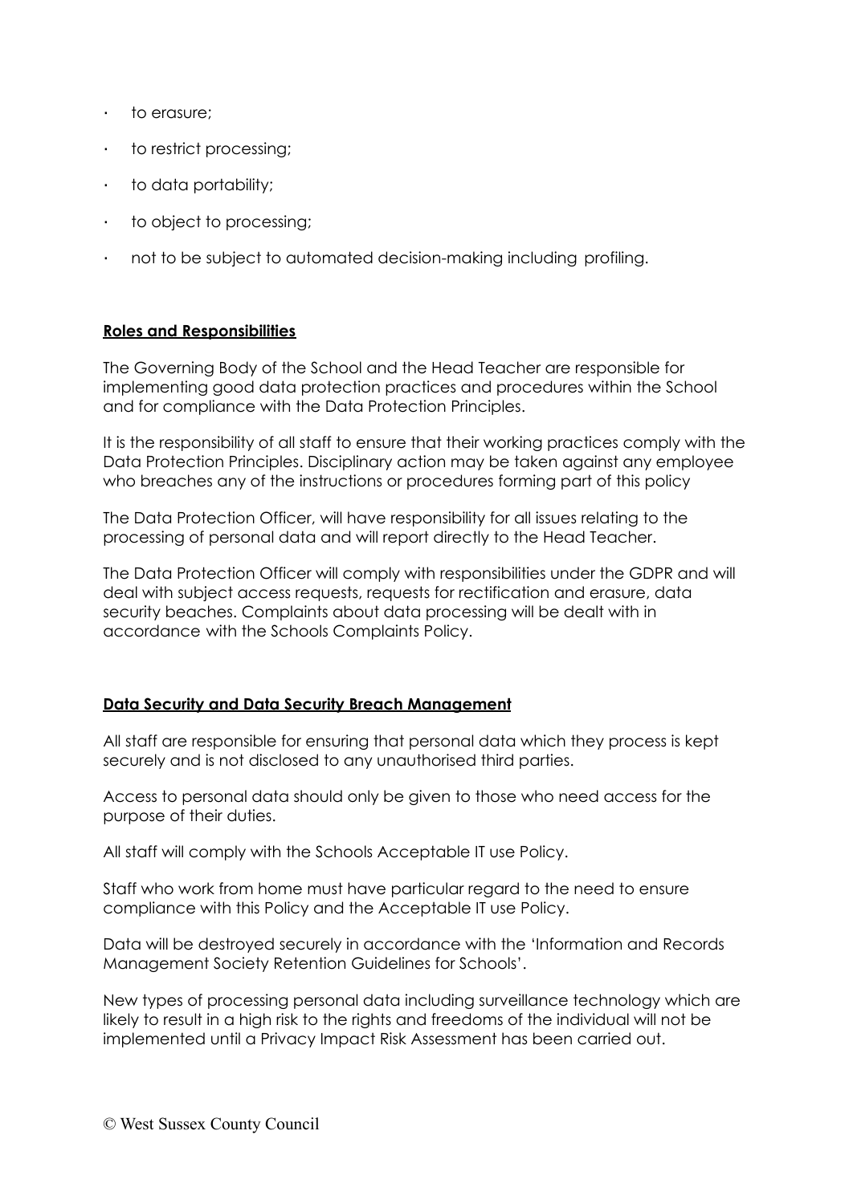- to erasure;
- to restrict processing;
- to data portability;
- to object to processing;
- not to be subject to automated decision-making including profiling.

**Roles and Responsibilities**

The Governing Body of the School and the Head Teacher are responsible for implementing good data protection practices and procedures within the School and for compliance with the Data Protection Principles.

It is the responsibility of all staff to ensure that their working practices comply with the Data Protection Principles. Disciplinary action may be taken against any employee who breaches any of the instructions or procedures forming part of this policy

The Data Protection Officer, will have responsibility for all issues relating to the processing of personal data and will report directly to the Head Teacher.

The Data Protection Officer will comply with responsibilities under the GDPR and will deal with subject access requests, requests for rectification and erasure, data security beaches. Complaints about data processing will be dealt with in accordance with the Schools Complaints Policy.

**Data Security and Data Security Breach Management**

All staff are responsible for ensuring that personal data which they process is kept securely and is not disclosed to any unauthorised third parties.

Access to personal data should only be given to those who need access for the purpose of their duties.

All staff will comply with the Schools Acceptable IT use Policy.

Staff who work from home must have particular regard to the need to ensure compliance with this Policy and the Acceptable IT use Policy.

Data will be destroyed securely in accordance with the 'Information and Records Management Society Retention Guidelines for Schools'.

New types of processing personal data including surveillance technology which are likely to result in a high risk to the rights and freedoms of the individual will not be implemented until a Privacy Impact Risk Assessment has been carried out.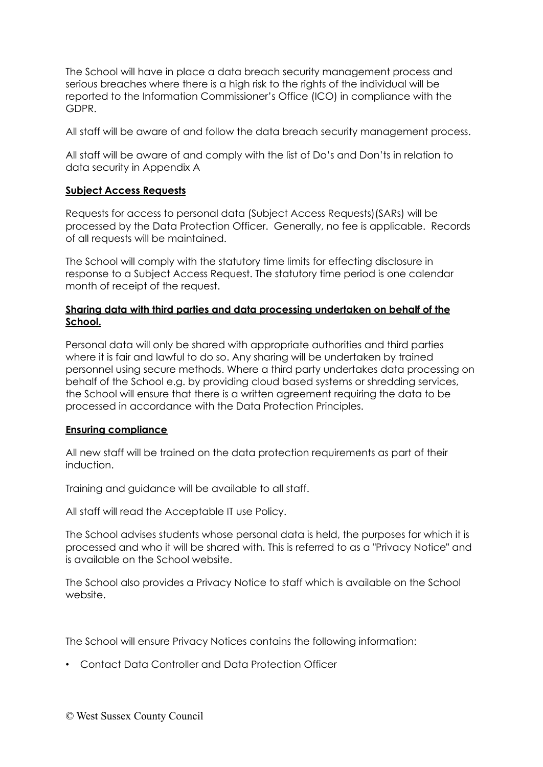The School will have in place a data breach security management process and serious breaches where there is a high risk to the rights of the individual will be reported to the Information Commissioner's Office (ICO) in compliance with the GDPR.

All staff will be aware of and follow the data breach security management process.

All staff will be aware of and comply with the list of Do's and Don'ts in relation to data security in Appendix A

**Subject Access Requests**

Requests for access to personal data (Subject Access Requests)(SARs) will be processed by the Data Protection Officer. Generally, no fee is applicable. Records of all requests will be maintained.

The School will comply with the statutory time limits for effecting disclosure in response to a Subject Access Request. The statutory time period is one calendar month of receipt of the request.

**Sharing data with third parties and data processing undertaken on behalf of the School.**

Personal data will only be shared with appropriate authorities and third parties where it is fair and lawful to do so. Any sharing will be undertaken by trained personnel using secure methods. Where a third party undertakes data processing on behalf of the School e.g. by providing cloud based systems or shredding services, the School will ensure that there is a written agreement requiring the data to be processed in accordance with the Data Protection Principles.

**Ensuring compliance**

All new staff will be trained on the data protection requirements as part of their induction.

Training and guidance will be available to all staff.

All staff will read the Acceptable IT use Policy.

The School advises students whose personal data is held, the purposes for which it is processed and who it will be shared with. This is referred to as a "Privacy Notice" and is available on the School website.

The School also provides a Privacy Notice to staff which is available on the School website.

The School will ensure Privacy Notices contains the following information:

- Contact Data Controller and Data Protection Officer

© West Sussex County Council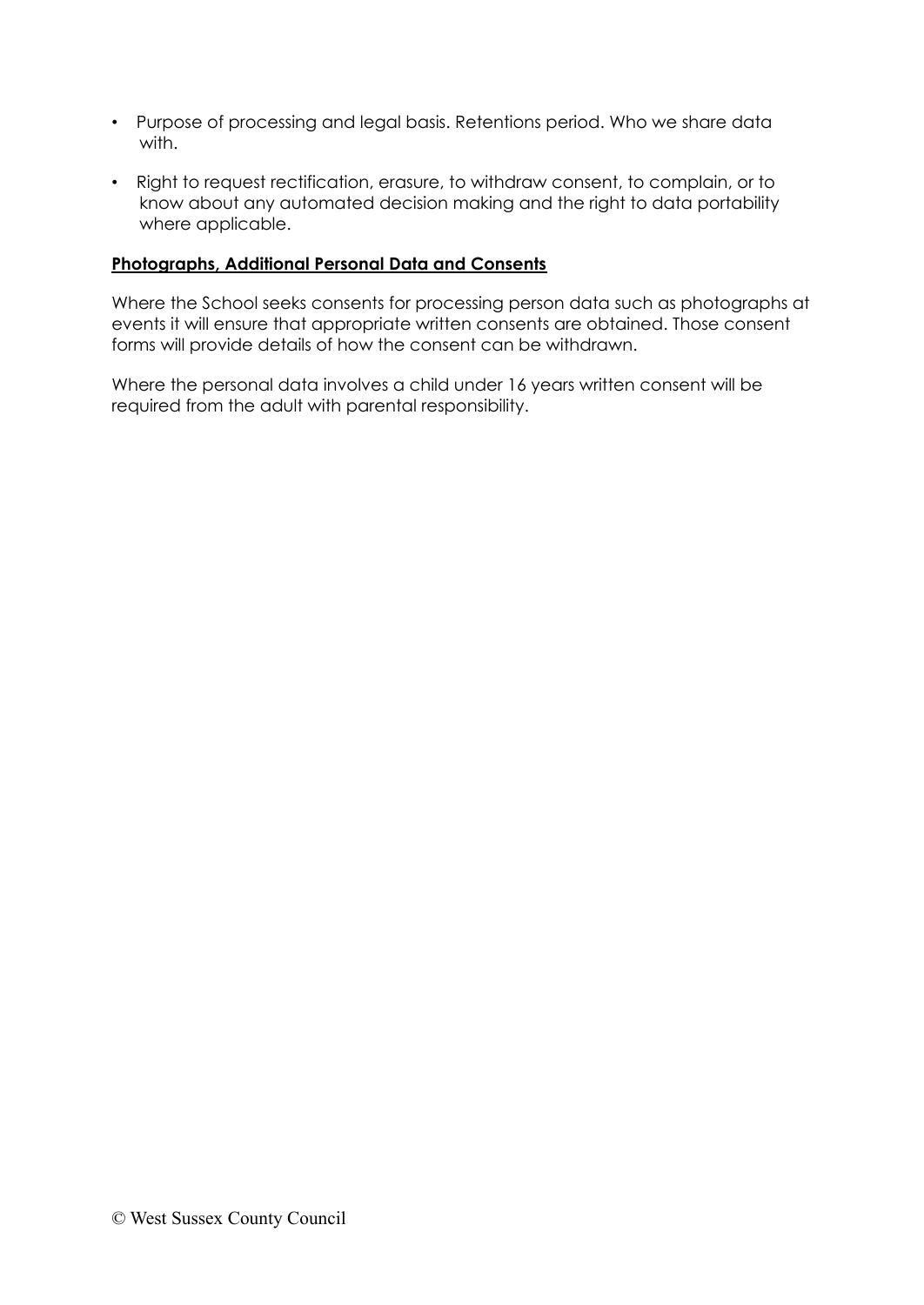- Purpose of processing and legal basis. Retentions period. Who we share data with.
- Right to request rectification, erasure, to withdraw consent, to complain, or to know about any automated decision making and the right to data portability where applicable.

**Photographs, Additional Personal Data and Consents**

Where the School seeks consents for processing person data such as photographs at events it will ensure that appropriate written consents are obtained. Those consent forms will provide details of how the consent can be withdrawn.

Where the personal data involves a child under 16 years written consent will be required from the adult with parental responsibility.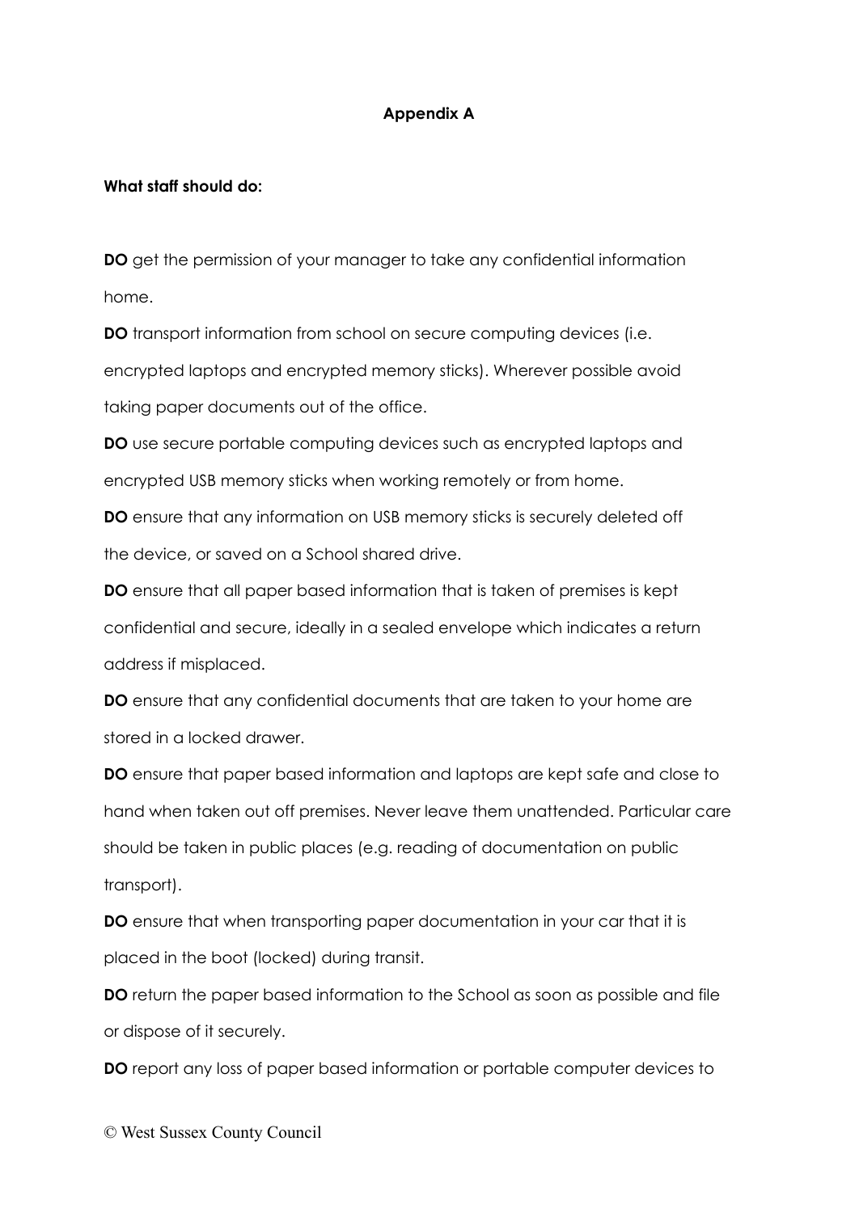## Appendix A

**What staff should do:**

**DO** get the permission of your manager to take any confidential information home.

**DO** transport information from school on secure computing devices (i.e. encrypted laptops and encrypted memory sticks). Wherever possible avoid taking paper documents out of the office.

**DO** use secure portable computing devices such as encrypted laptops and encrypted USB memory sticks when working remotely or from home.

**DO** ensure that any information on USB memory sticks is securely deleted off the device, or saved on a School shared drive.

**DO** ensure that all paper based information that is taken of premises is kept confidential and secure, ideally in a sealed envelope which indicates a return address if misplaced.

**DO** ensure that any confidential documents that are taken to your home are stored in a locked drawer.

**DO** ensure that paper based information and laptops are kept safe and close to hand when taken out off premises. Never leave them unattended. Particular care should be taken in public places (e.g. reading of documentation on public transport).

**DO** ensure that when transporting paper documentation in your car that it is placed in the boot (locked) during transit.

**DO** return the paper based information to the School as soon as possible and file or dispose of it securely.

**DO** report any loss of paper based information or portable computer devices to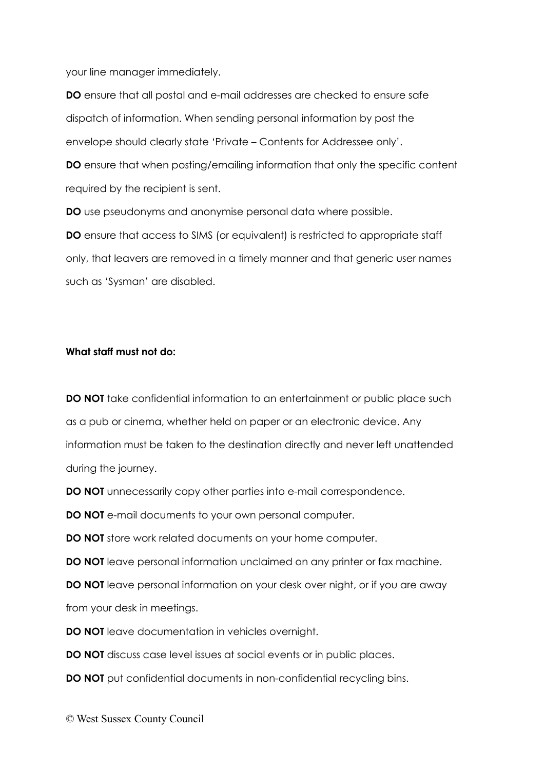your line manager immediately.

**DO** ensure that all postal and e-mail addresses are checked to ensure safe dispatch of information. When sending personal information by post the envelope should clearly state 'Private – Contents for Addressee only'.

**DO** ensure that when posting/emailing information that only the specific content required by the recipient is sent.

**DO** use pseudonyms and anonymise personal data where possible.

**DO** ensure that access to SIMS (or equivalent) is restricted to appropriate staff only, that leavers are removed in a timely manner and that generic user names such as 'Sysman' are disabled.

**What staff must not do:**

**DO NOT** take confidential information to an entertainment or public place such as a pub or cinema, whether held on paper or an electronic device. Any information must be taken to the destination directly and never left unattended during the journey.

**DO NOT** unnecessarily copy other parties into e-mail correspondence.

**DO NOT** e-mail documents to your own personal computer.

**DO NOT** store work related documents on your home computer.

**DO NOT** leave personal information unclaimed on any printer or fax machine.

**DO NOT** leave personal information on your desk over night, or if you are away from your desk in meetings.

**DO NOT** leave documentation in vehicles overnight.

**DO NOT** discuss case level issues at social events or in public places.

**DO NOT** put confidential documents in non-confidential recycling bins.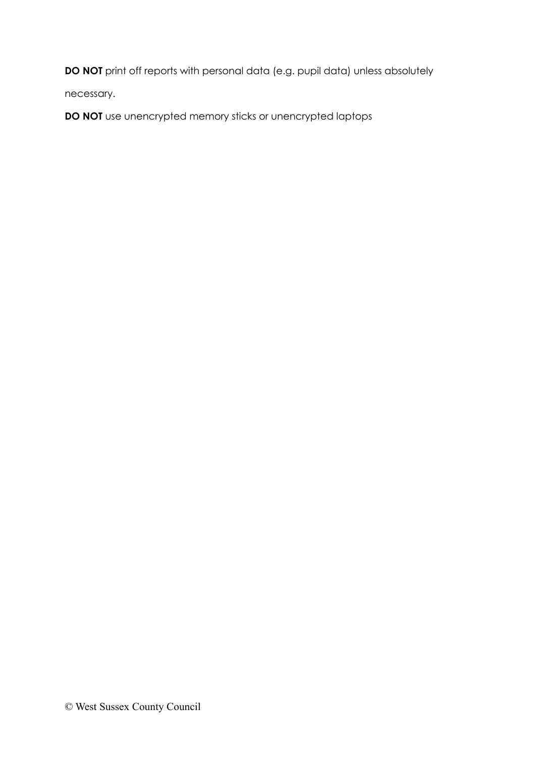**DO NOT** print off reports with personal data (e.g. pupil data) unless absolutely necessary.

**DO NOT** use unencrypted memory sticks or unencrypted laptops